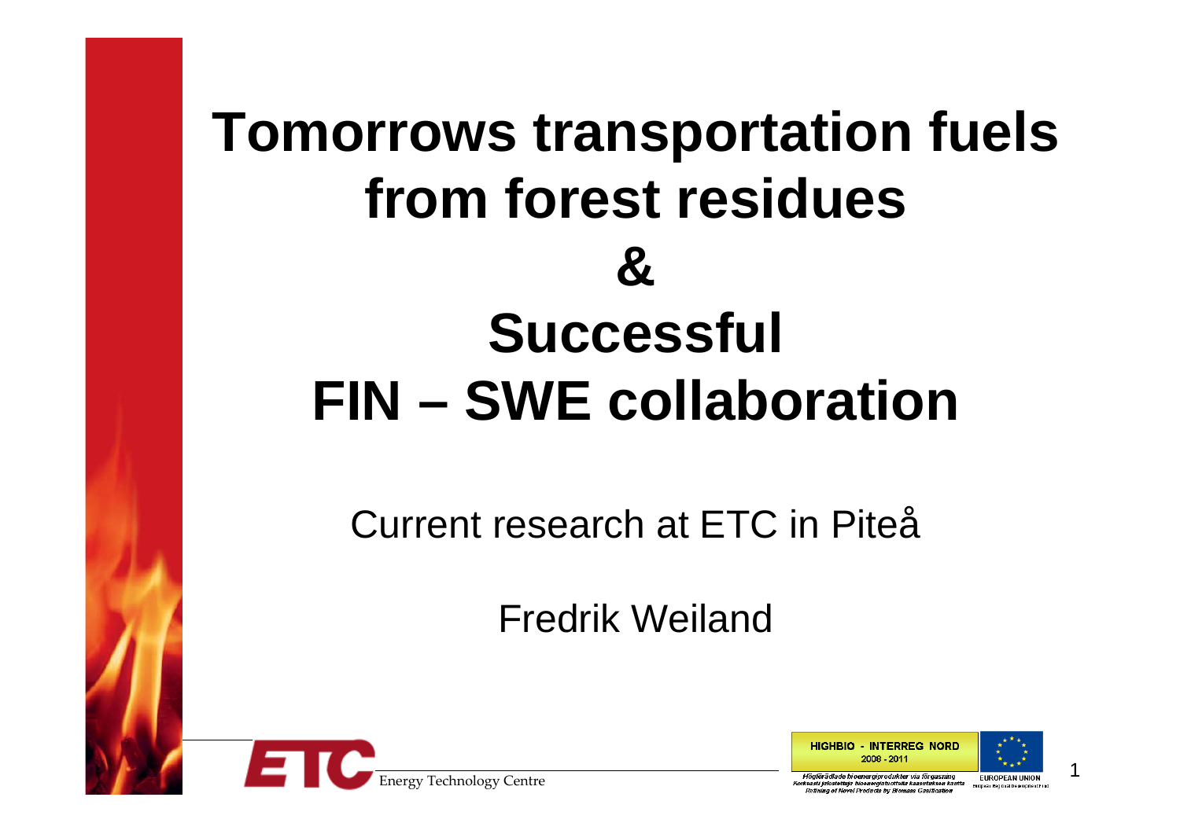# Tomorrows transportation fuels from forest residues & Successful FIN – SWE collaboration

Current research at ETC in Piteå

Fredrik Weiland

ETC Energy Technology Centre

HIGHBIO - INTERREG NORD 2008 - 2011

Högförädlade bioenergiprodukter via förgasning
Korkeasti jalostettuja bioenergiatuotteita kaasutuksen kautta
Refining of Novel Products by Biomass Gasification

EUROPEAN UNION
European Regional Development Fund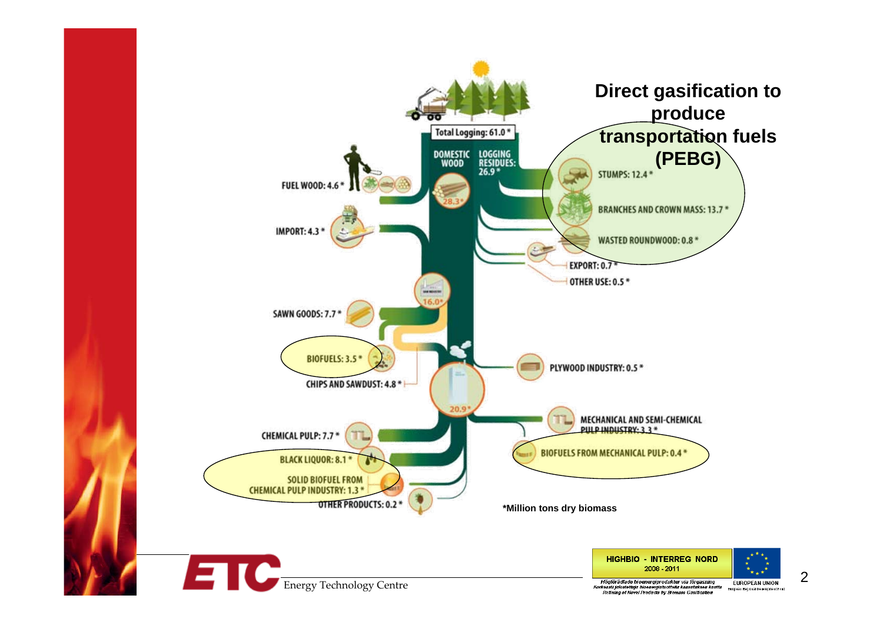**Direct gasification to produce transportation fuels (PEBG)**

Total Logging: 61.0 *

DOMESTIC WOOD

LOGGING RESIDUES: 26.9 *

FUEL WOOD: 4.6 *

28.3*

STUMPS: 12.4 *

BRANCHES AND CROWN MASS: 13.7 *

IMPORT: 4.3 *

WASTED ROUNDWOOD: 0.8 *

EXPORT: 0.7 *

OTHER USE: 0.5 *

16.0*

SAWN GOODS: 7.7 *

BIOFUELS: 3.5 *

CHIPS AND SAWDUST: 4.8 *

PLYWOOD INDUSTRY: 0.5 *

20.9*

MECHANICAL AND SEMI-CHEMICAL PULP INDUSTRY: 3.3 *

CHEMICAL PULP: 7.7 *

BIOFUELS FROM MECHANICAL PULP: 0.4 *

BLACK LIQUOR: 8.1 *

SOLID BIOFUEL FROM CHEMICAL PULP INDUSTRY: 1.3 *

OTHER PRODUCTS: 0.2 *

*Million tons dry biomass

Energy Technology Centre

HIGHBIO - INTERREG NORD 2008 - 2011

Högförädlade bioenergiprodukter via förgasning
Korkeasti jalostettuja bioenergiatuotteita kaasutuksen kautta
Refining of Novel Products by Biomass Gasification

EUROPEAN UNION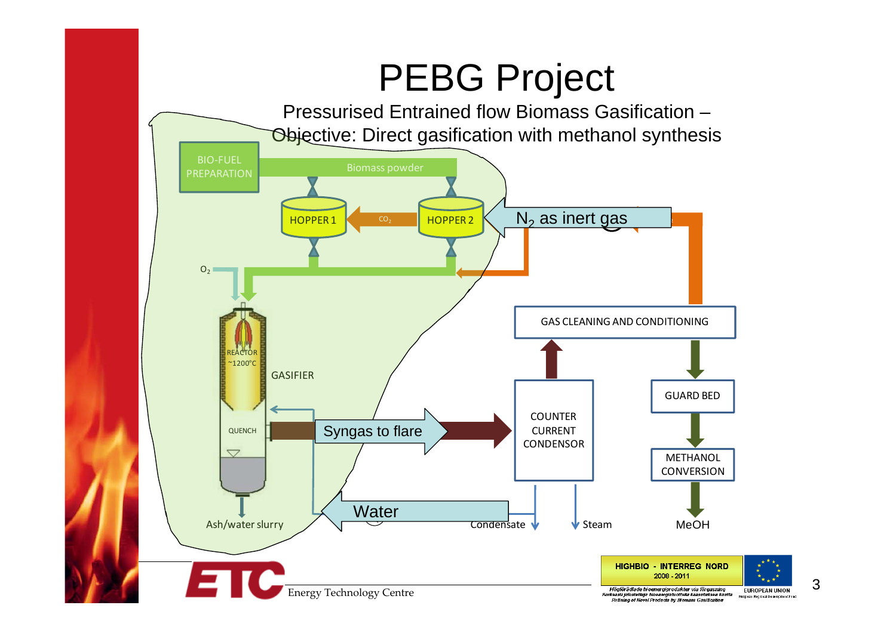# PEBG Project

Pressurised Entrained flow Biomass Gasification – Objective: Direct gasification with methanol synthesis

BIO-FUEL PREPARATION

Biomass powder

HOPPER 1

$CO_2$

HOPPER 2

$N_2$ as inert gas

$O_2$

REACTOR ~1200°C

GASIFIER

QUENCH

Syngas to flare

Ash/water slurry

Water

GAS CLEANING AND CONDITIONING

COUNTER CURRENT CONDENSOR

GUARD BED

METHANOL CONVERSION

Condensate

Steam

MeOH

Energy Technology Centre

HIGHBIO - INTERREG NORD 2008 - 2011

Högförädlade bioenergiprodukter via förgasning
Korkeasti jalostettuja bioenergiatuotteita kaasutuksen kautta
Refining of Novel Products by Biomass Gasification

EUROPEAN UNION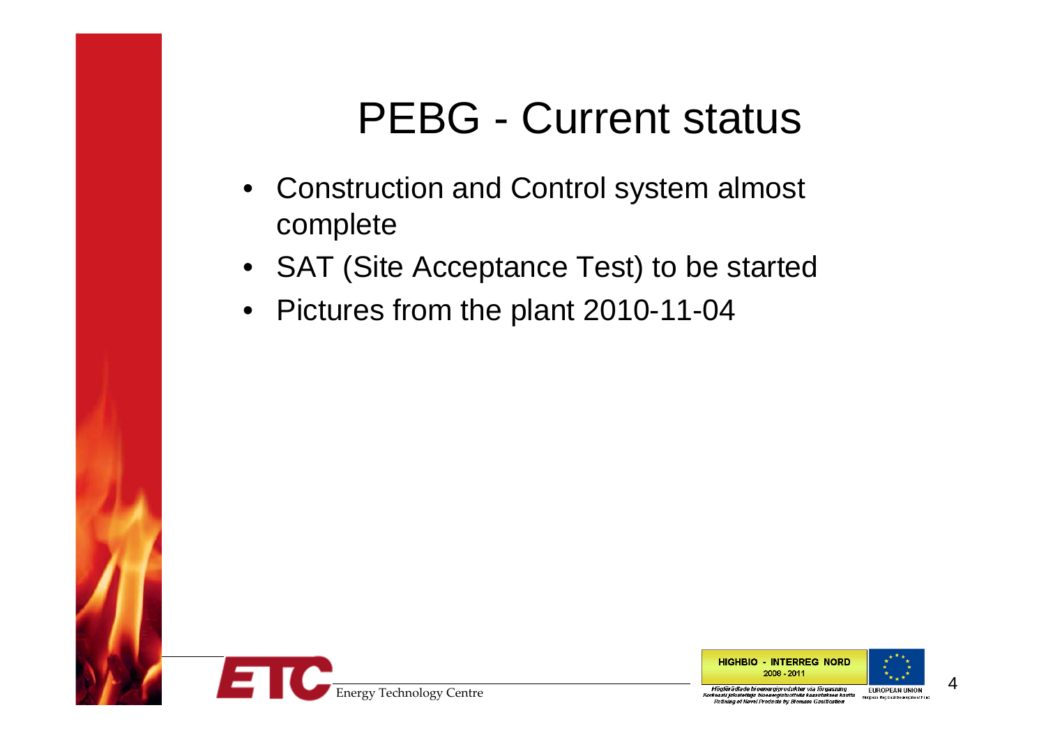# PEBG - Current status

- Construction and Control system almost complete
- SAT (Site Acceptance Test) to be started
- Pictures from the plant 2010-11-04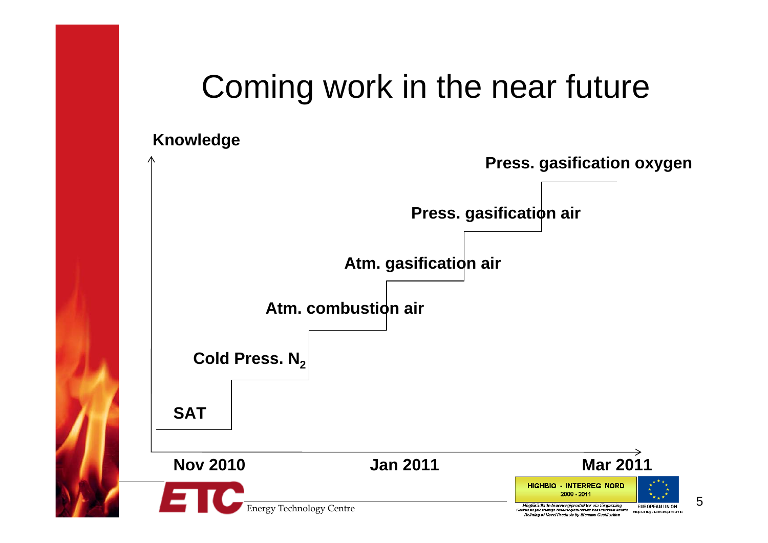# Coming work in the near future

**Knowledge**

**Press. gasification oxygen**

**Press. gasification air**

**Atm. gasification air**

**Atm. combustion air**

**Cold Press. $N_2$**

**SAT**

**Nov 2010** **Jan 2011** **Mar 2011**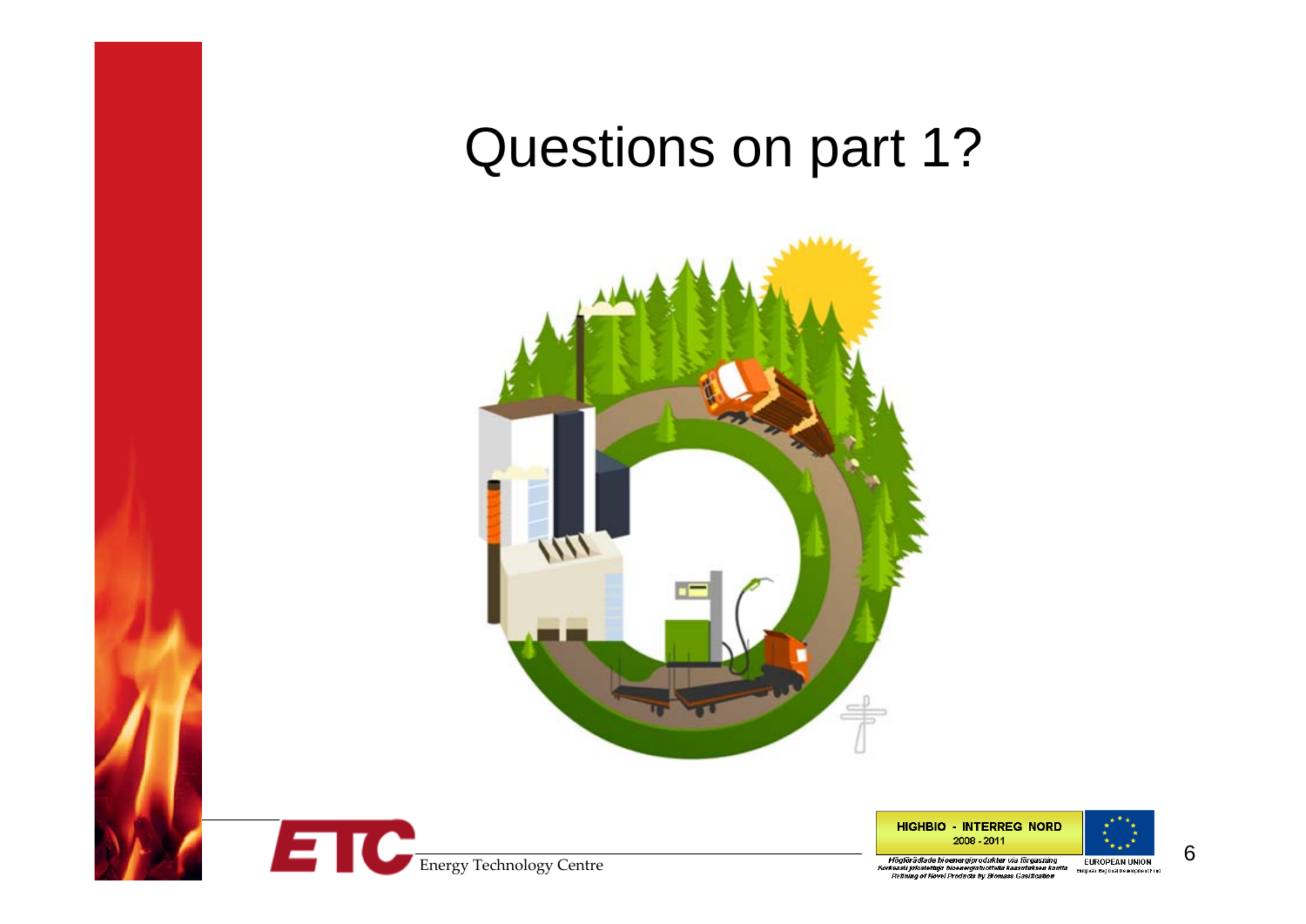# Questions on part 1?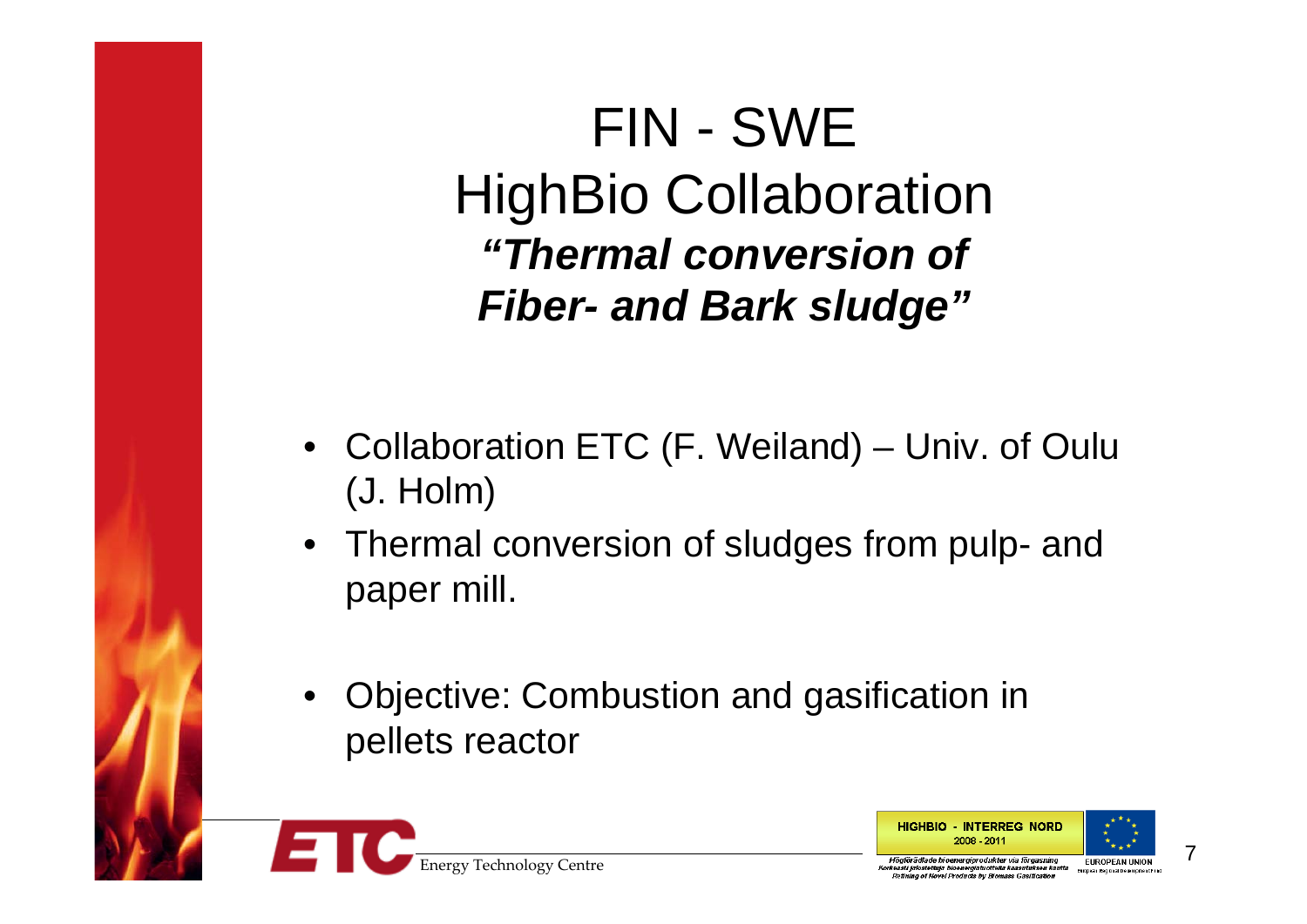# FIN - SWE HighBio Collaboration

## *“Thermal conversion of Fiber- and Bark sludge”*

- Collaboration ETC (F. Weiland) – Univ. of Oulu (J. Holm)
- Thermal conversion of sludges from pulp- and paper mill.
- Objective: Combustion and gasification in pellets reactor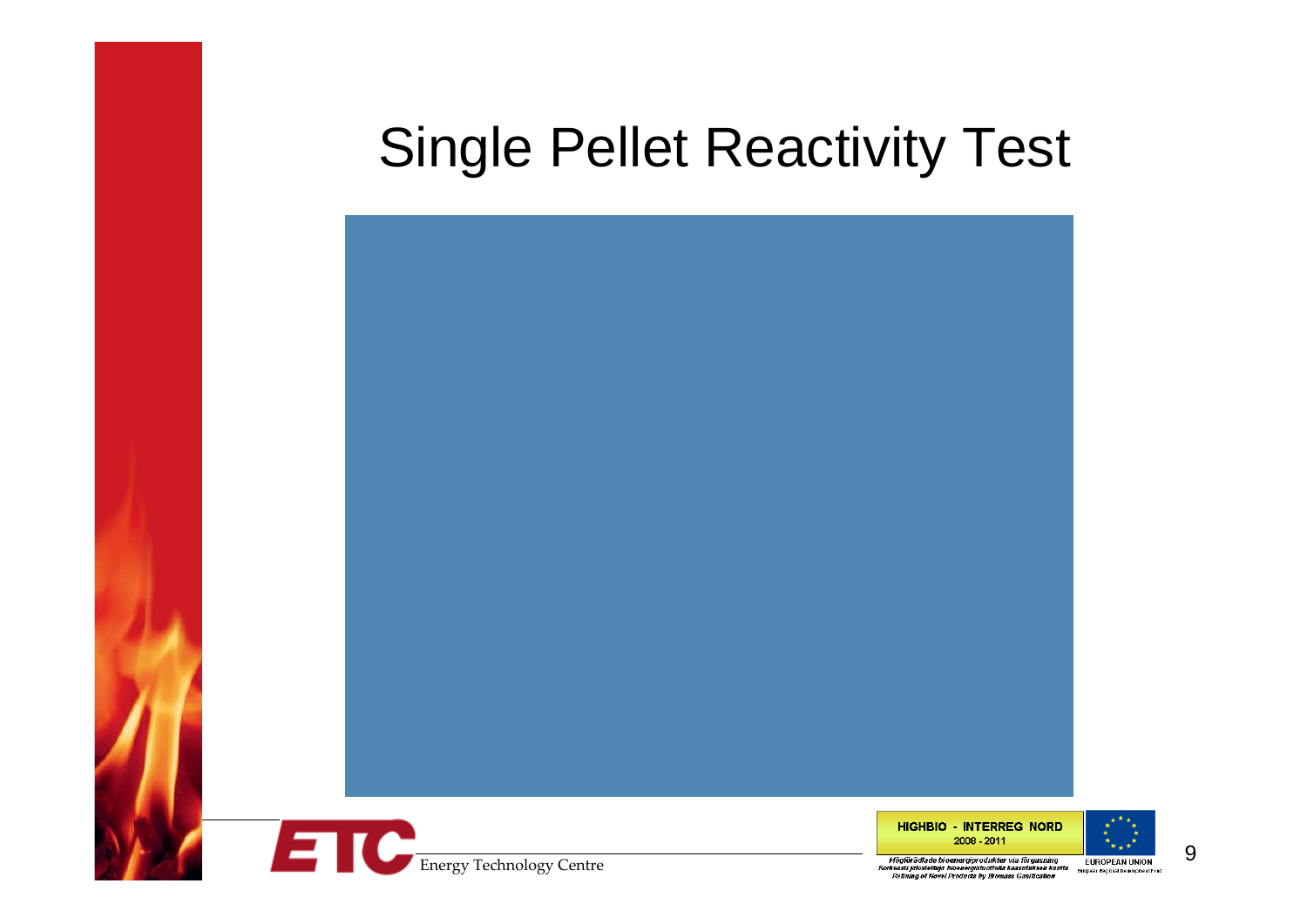# Single Pellet Reactivity Test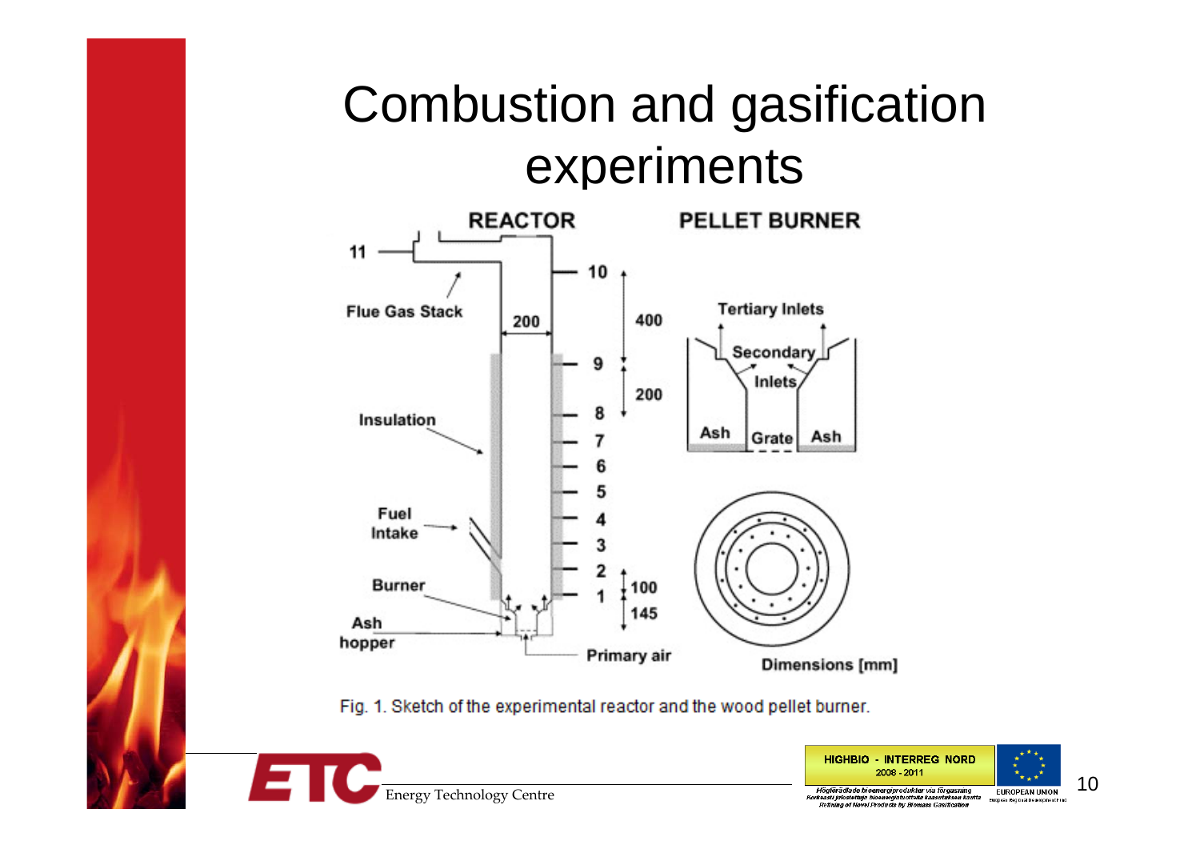# Combustion and gasification experiments

Fig. 1. Sketch of the experimental reactor and the wood pellet burner.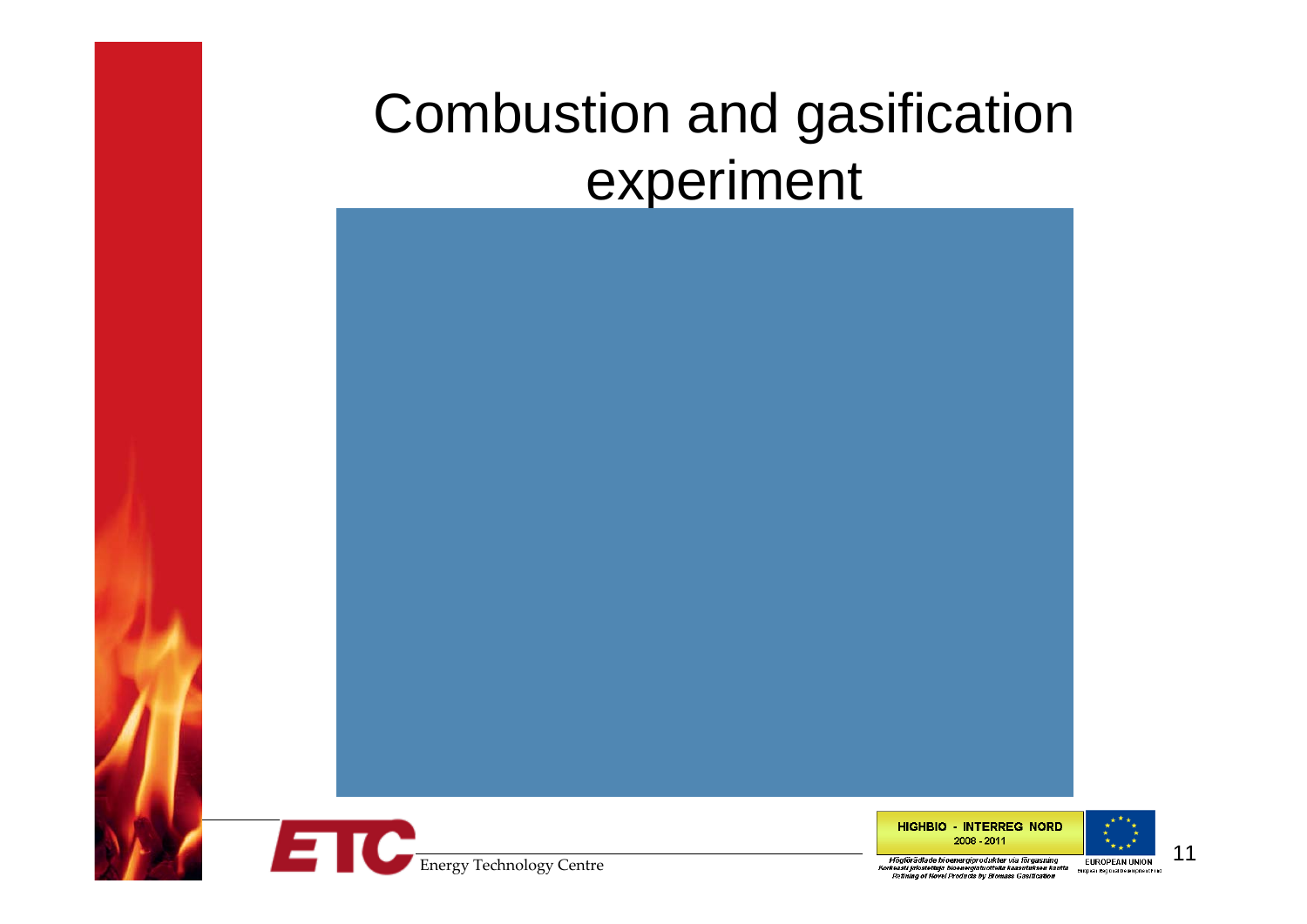# Combustion and gasification experiment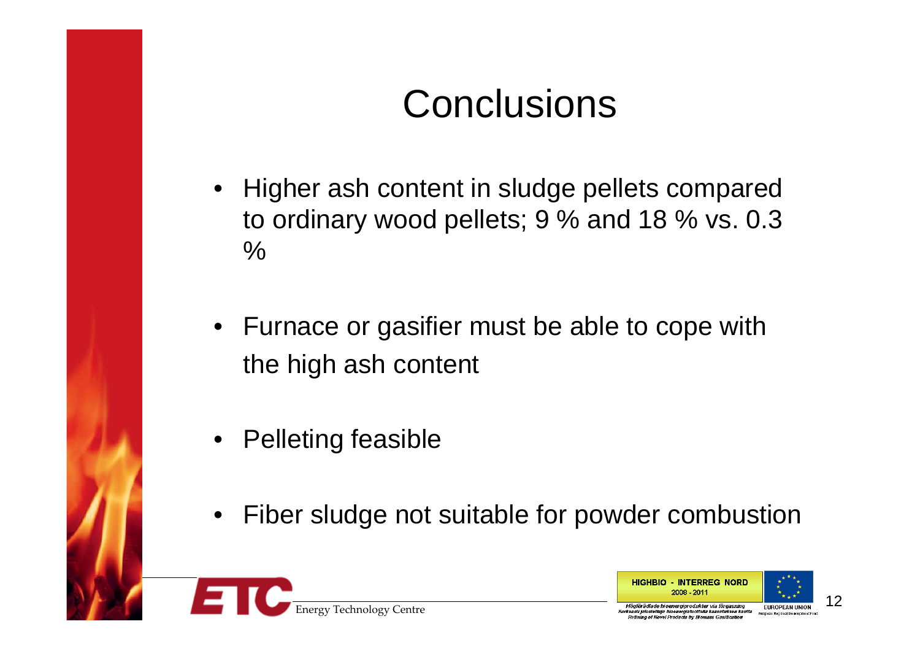# Conclusions

- Higher ash content in sludge pellets compared to ordinary wood pellets; 9 % and 18 % vs. 0.3 %
- Furnace or gasifier must be able to cope with the high ash content
- Pelleting feasible
- Fiber sludge not suitable for powder combustion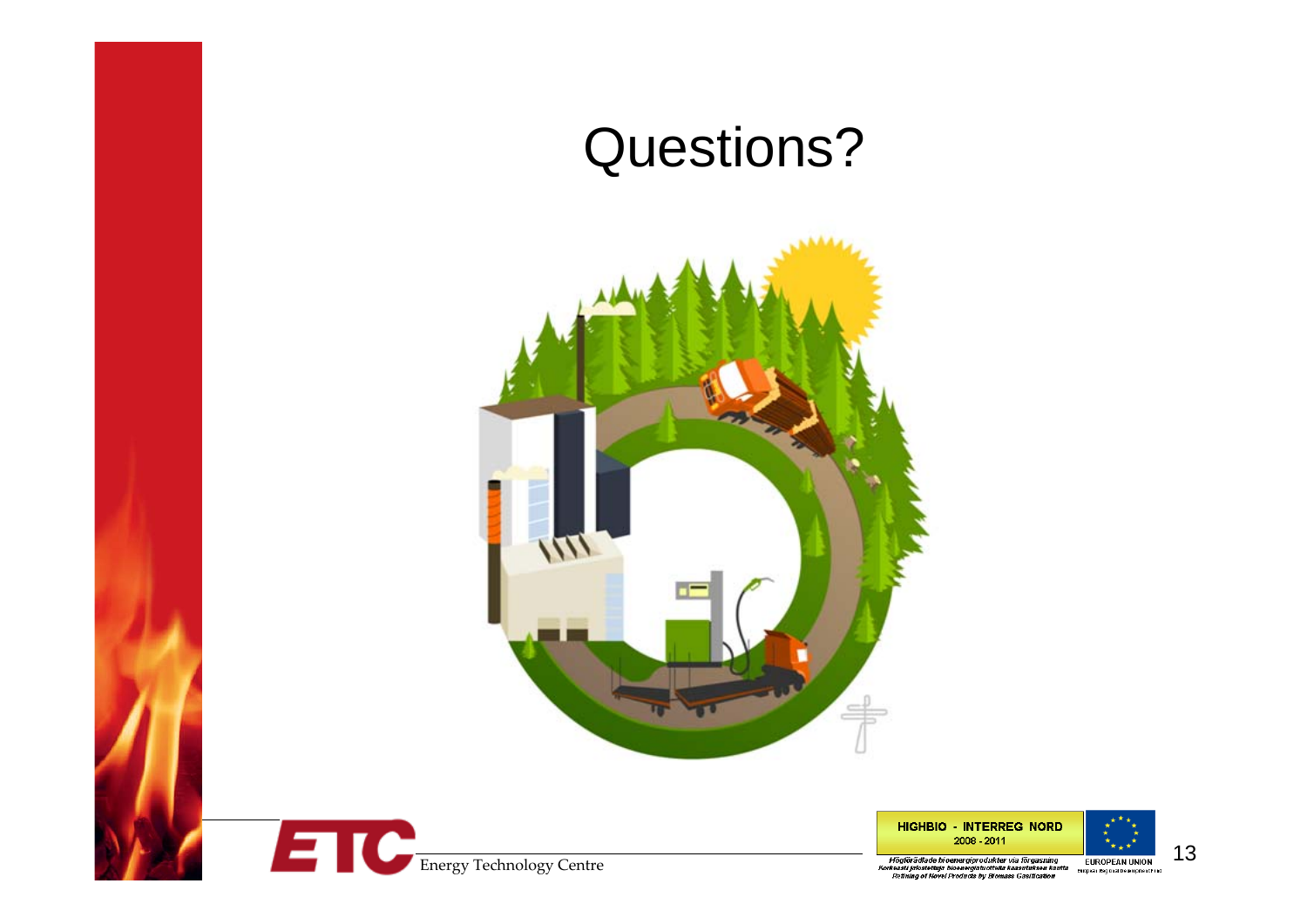# Questions?